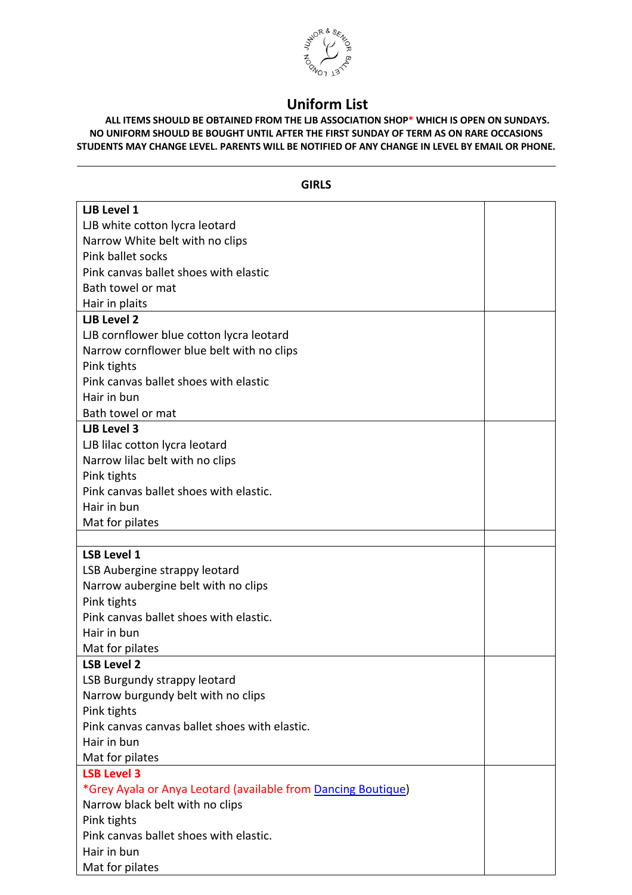# Uniform List

**ALL ITEMS SHOULD BE OBTAINED FROM THE LJB ASSOCIATION SHOP* WHICH IS OPEN ON SUNDAYS. NO UNIFORM SHOULD BE BOUGHT UNTIL AFTER THE FIRST SUNDAY OF TERM AS ON RARE OCCASIONS STUDENTS MAY CHANGE LEVEL. PARENTS WILL BE NOTIFIED OF ANY CHANGE IN LEVEL BY EMAIL OR PHONE.**

---

**GIRLS**

| | |
|---|---|
| **LJB Level 1**<br>LJB white cotton lycra leotard<br>Narrow White belt with no clips<br>Pink ballet socks<br>Pink canvas ballet shoes with elastic<br>Bath towel or mat<br>Hair in plaits | |
| **LJB Level 2**<br>LJB cornflower blue cotton lycra leotard<br>Narrow cornflower blue belt with no clips<br>Pink tights<br>Pink canvas ballet shoes with elastic<br>Hair in bun<br>Bath towel or mat | |
| **LJB Level 3**<br>LJB lilac cotton lycra leotard<br>Narrow lilac belt with no clips<br>Pink tights<br>Pink canvas ballet shoes with elastic.<br>Hair in bun<br>Mat for pilates | |
| | |
| **LSB Level 1**<br>LSB Aubergine strappy leotard<br>Narrow aubergine belt with no clips<br>Pink tights<br>Pink canvas ballet shoes with elastic.<br>Hair in bun<br>Mat for pilates | |
| **LSB Level 2**<br>LSB Burgundy strappy leotard<br>Narrow burgundy belt with no clips<br>Pink tights<br>Pink canvas canvas ballet shoes with elastic.<br>Hair in bun<br>Mat for pilates | |
| **LSB Level 3**<br>*Grey Ayala or Anya Leotard (available from Dancing Boutique)<br>Narrow black belt with no clips<br>Pink tights<br>Pink canvas ballet shoes with elastic.<br>Hair in bun<br>Mat for pilates | |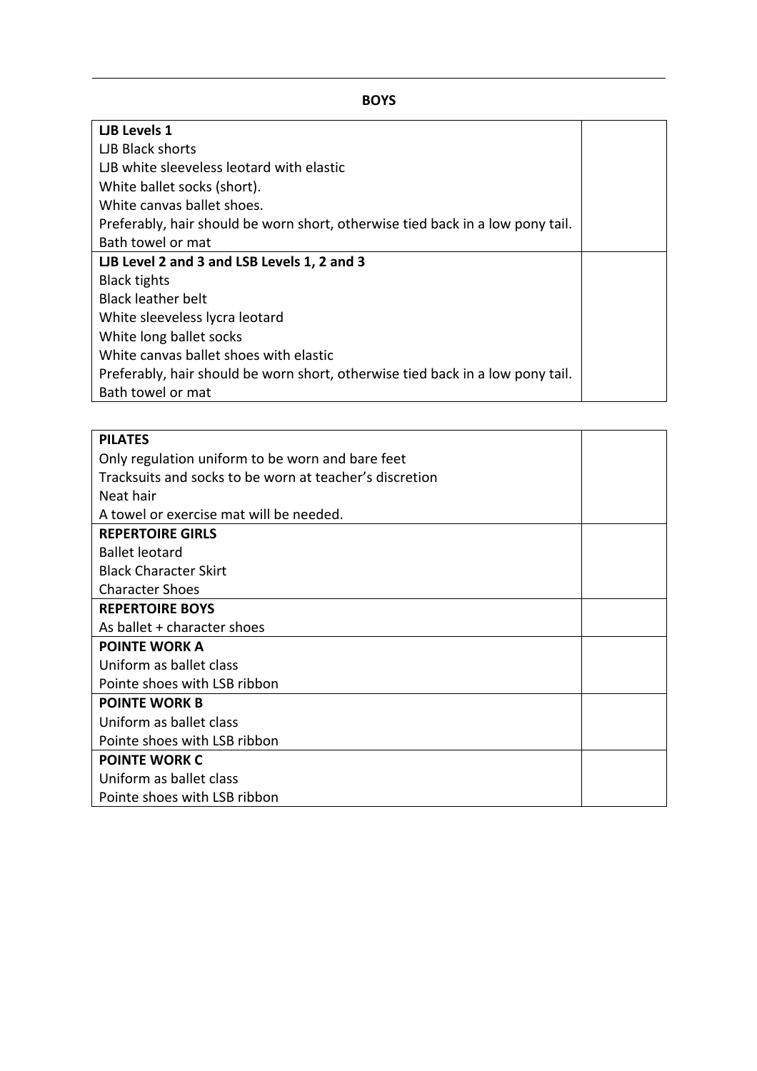## BOYS

| | |
|---|---|
| **LJB Levels 1**<br>LJB Black shorts<br>LJB white sleeveless leotard with elastic<br>White ballet socks (short).<br>White canvas ballet shoes.<br>Preferably, hair should be worn short, otherwise tied back in a low pony tail.<br>Bath towel or mat | |
| **LJB Level 2 and 3 and LSB Levels 1, 2 and 3**<br>Black tights<br>Black leather belt<br>White sleeveless lycra leotard<br>White long ballet socks<br>White canvas ballet shoes with elastic<br>Preferably, hair should be worn short, otherwise tied back in a low pony tail.<br>Bath towel or mat | |

| | |
|---|---|
| **PILATES**<br>Only regulation uniform to be worn and bare feet<br>Tracksuits and socks to be worn at teacher's discretion<br>Neat hair<br>A towel or exercise mat will be needed. | |
| **REPERTOIRE GIRLS**<br>Ballet leotard<br>Black Character Skirt<br>Character Shoes | |
| **REPERTOIRE BOYS**<br>As ballet + character shoes | |
| **POINTE WORK A**<br>Uniform as ballet class<br>Pointe shoes with LSB ribbon | |
| **POINTE WORK B**<br>Uniform as ballet class<br>Pointe shoes with LSB ribbon | |
| **POINTE WORK C**<br>Uniform as ballet class<br>Pointe shoes with LSB ribbon | |